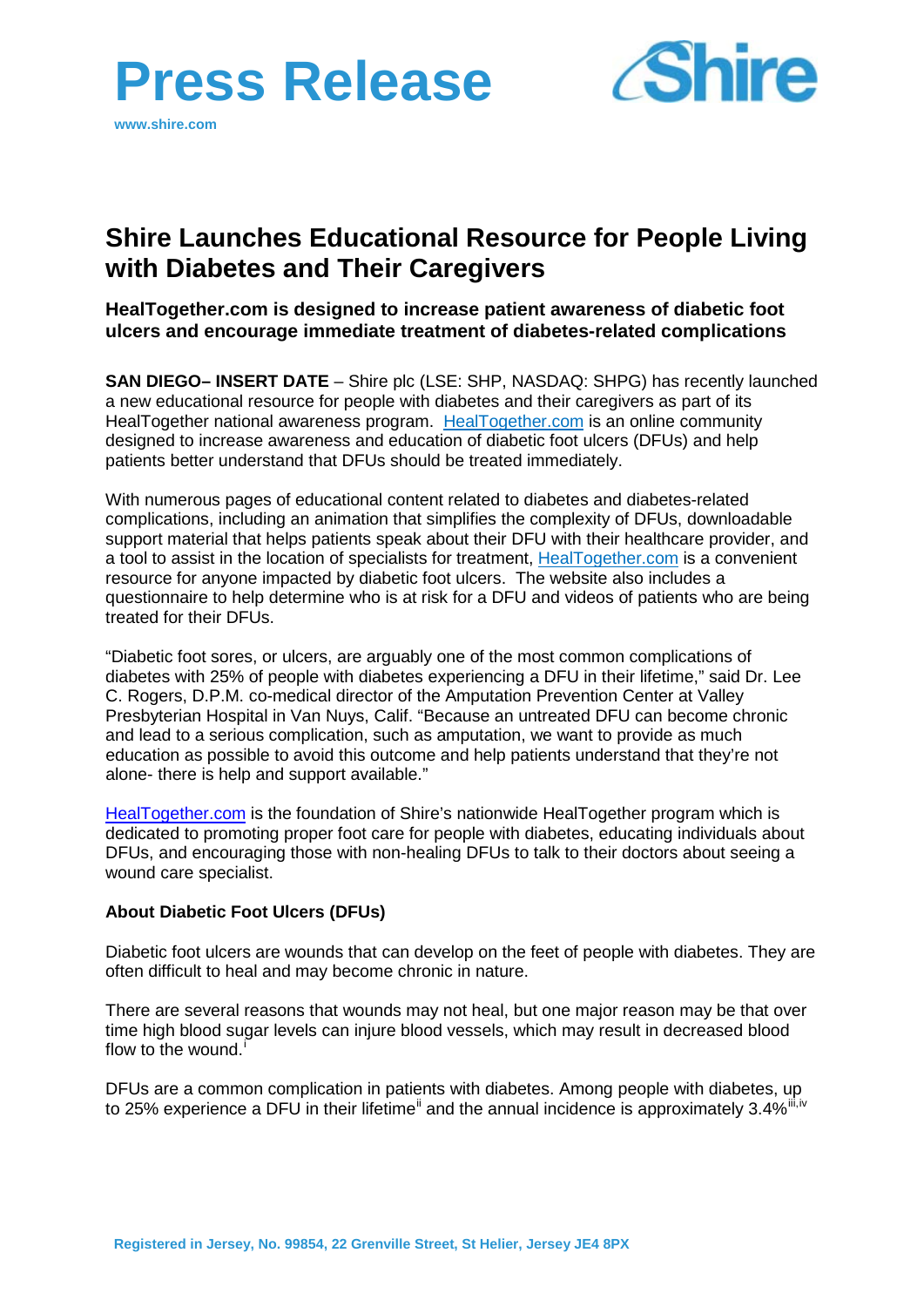# Press Release

www.shire.com

## Shire Launches Educational Resource for People Living with Diabetes and Their Caregivers

### HealTogether.com is designed to increase patient awareness of diabetic foot ulcers and encourage immediate treatment of diabetes-related complications

**SAN DIEGO– INSERT DATE** – Shire plc (LSE: SHP, NASDAQ: SHPG) has recently launched a new educational resource for people with diabetes and their caregivers as part of its HealTogether national awareness program. HealTogether.com is an online community designed to increase awareness and education of diabetic foot ulcers (DFUs) and help patients better understand that DFUs should be treated immediately.

With numerous pages of educational content related to diabetes and diabetes-related complications, including an animation that simplifies the complexity of DFUs, downloadable support material that helps patients speak about their DFU with their healthcare provider, and a tool to assist in the location of specialists for treatment, HealTogether.com is a convenient resource for anyone impacted by diabetic foot ulcers. The website also includes a questionnaire to help determine who is at risk for a DFU and videos of patients who are being treated for their DFUs.

"Diabetic foot sores, or ulcers, are arguably one of the most common complications of diabetes with 25% of people with diabetes experiencing a DFU in their lifetime," said Dr. Lee C. Rogers, D.P.M. co-medical director of the Amputation Prevention Center at Valley Presbyterian Hospital in Van Nuys, Calif. "Because an untreated DFU can become chronic and lead to a serious complication, such as amputation, we want to provide as much education as possible to avoid this outcome and help patients understand that they're not alone- there is help and support available."

HealTogether.com is the foundation of Shire's nationwide HealTogether program which is dedicated to promoting proper foot care for people with diabetes, educating individuals about DFUs, and encouraging those with non-healing DFUs to talk to their doctors about seeing a wound care specialist.

**About Diabetic Foot Ulcers (DFUs)**

Diabetic foot ulcers are wounds that can develop on the feet of people with diabetes. They are often difficult to heal and may become chronic in nature.

There are several reasons that wounds may not heal, but one major reason may be that over time high blood sugar levels can injure blood vessels, which may result in decreased blood flow to the wound.[i]

DFUs are a common complication in patients with diabetes. Among people with diabetes, up to 25% experience a DFU in their lifetime[ii] and the annual incidence is approximately 3.4%[iii,iv]

Registered in Jersey, No. 99854, 22 Grenville Street, St Helier, Jersey JE4 8PX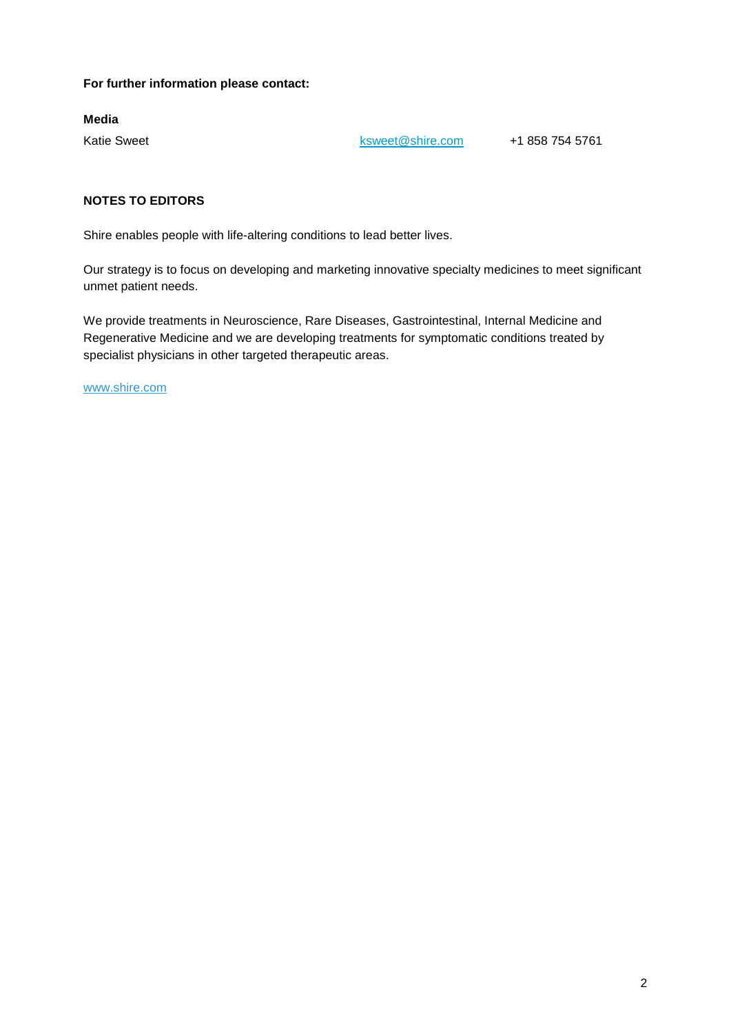**For further information please contact:**

**Media**

| | | |
|---|---|---|
| Katie Sweet | ksweet@shire.com | +1 858 754 5761 |

**NOTES TO EDITORS**

Shire enables people with life-altering conditions to lead better lives.

Our strategy is to focus on developing and marketing innovative specialty medicines to meet significant unmet patient needs.

We provide treatments in Neuroscience, Rare Diseases, Gastrointestinal, Internal Medicine and Regenerative Medicine and we are developing treatments for symptomatic conditions treated by specialist physicians in other targeted therapeutic areas.

www.shire.com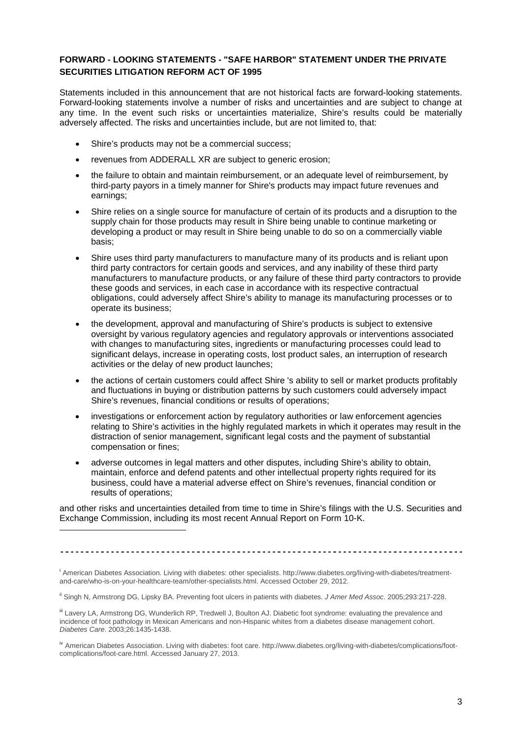**FORWARD - LOOKING STATEMENTS - "SAFE HARBOR" STATEMENT UNDER THE PRIVATE SECURITIES LITIGATION REFORM ACT OF 1995**

Statements included in this announcement that are not historical facts are forward-looking statements. Forward-looking statements involve a number of risks and uncertainties and are subject to change at any time. In the event such risks or uncertainties materialize, Shire's results could be materially adversely affected. The risks and uncertainties include, but are not limited to, that:

- Shire's products may not be a commercial success;
- revenues from ADDERALL XR are subject to generic erosion;
- the failure to obtain and maintain reimbursement, or an adequate level of reimbursement, by third-party payors in a timely manner for Shire's products may impact future revenues and earnings;
- Shire relies on a single source for manufacture of certain of its products and a disruption to the supply chain for those products may result in Shire being unable to continue marketing or developing a product or may result in Shire being unable to do so on a commercially viable basis;
- Shire uses third party manufacturers to manufacture many of its products and is reliant upon third party contractors for certain goods and services, and any inability of these third party manufacturers to manufacture products, or any failure of these third party contractors to provide these goods and services, in each case in accordance with its respective contractual obligations, could adversely affect Shire's ability to manage its manufacturing processes or to operate its business;
- the development, approval and manufacturing of Shire's products is subject to extensive oversight by various regulatory agencies and regulatory approvals or interventions associated with changes to manufacturing sites, ingredients or manufacturing processes could lead to significant delays, increase in operating costs, lost product sales, an interruption of research activities or the delay of new product launches;
- the actions of certain customers could affect Shire 's ability to sell or market products profitably and fluctuations in buying or distribution patterns by such customers could adversely impact Shire's revenues, financial conditions or results of operations;
- investigations or enforcement action by regulatory authorities or law enforcement agencies relating to Shire's activities in the highly regulated markets in which it operates may result in the distraction of senior management, significant legal costs and the payment of substantial compensation or fines;
- adverse outcomes in legal matters and other disputes, including Shire's ability to obtain, maintain, enforce and defend patents and other intellectual property rights required for its business, could have a material adverse effect on Shire's revenues, financial condition or results of operations;

and other risks and uncertainties detailed from time to time in Shire's filings with the U.S. Securities and Exchange Commission, including its most recent Annual Report on Form 10-K.

---

[i] American Diabetes Association. Living with diabetes: other specialists. http://www.diabetes.org/living-with-diabetes/treatment-and-care/who-is-on-your-healthcare-team/other-specialists.html. Accessed October 29, 2012.

[ii] Singh N, Armstrong DG, Lipsky BA. Preventing foot ulcers in patients with diabetes. *J Amer Med Assoc*. 2005;293:217-228.

[iii] Lavery LA, Armstrong DG, Wunderlich RP, Tredwell J, Boulton AJ. Diabetic foot syndrome: evaluating the prevalence and incidence of foot pathology in Mexican Americans and non-Hispanic whites from a diabetes disease management cohort. *Diabetes Care*. 2003;26:1435-1438.

[iv] American Diabetes Association. Living with diabetes: foot care. http://www.diabetes.org/living-with-diabetes/complications/foot-complications/foot-care.html. Accessed January 27, 2013.